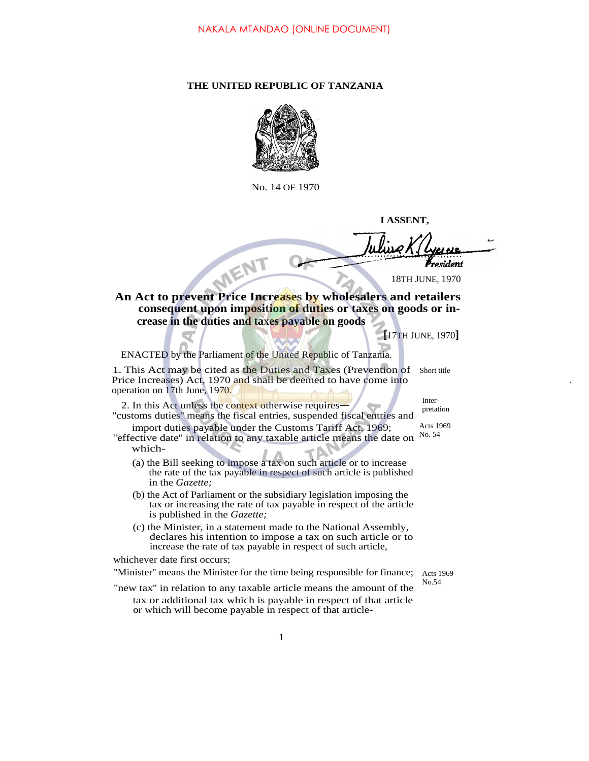NAKALA MTANDAO (ONLINE DOCUMENT)

# THE UNITED REPUBLIC OF TANZANIA

No. 14 OF 1970

**I ASSENT,**

*President*

18TH JUNE, 1970

## An Act to prevent Price Increases by wholesalers and retailers consequent upon imposition of duties or taxes on goods or increase in the duties and taxes payable on goods

**[**17TH JUNE, 1970**]**

ENACTED by the Parliament of the United Republic of Tanzania.

Short title

1. This Act may be cited as the Duties and Taxes (Prevention of Price Increases) Act, 1970 and shall be deemed to have come into operation on 17th June, 1970.

Interpretation

2. In this Act unless the context otherwise requires—

Acts 1969 No. 54

"customs duties" means the fiscal entries, suspended fiscal entries and import duties payable under the Customs Tariff Act, 1969;

"effective date" in relation to any taxable article means the date on which-

(a) the Bill seeking to impose a tax on such article or to increase the rate of the tax payable in respect of such article is published in the *Gazette;*

(b) the Act of Parliament or the subsidiary legislation imposing the tax or increasing the rate of tax payable in respect of the article is published in the *Gazette;*

(c) the Minister, in a statement made to the National Assembly, declares his intention to impose a tax on such article or to increase the rate of tax payable in respect of such article,

whichever date first occurs;

Acts 1969 No.54

"Minister" means the Minister for the time being responsible for finance;

"new tax" in relation to any taxable article means the amount of the tax or additional tax which is payable in respect of that article or which will become payable in respect of that article-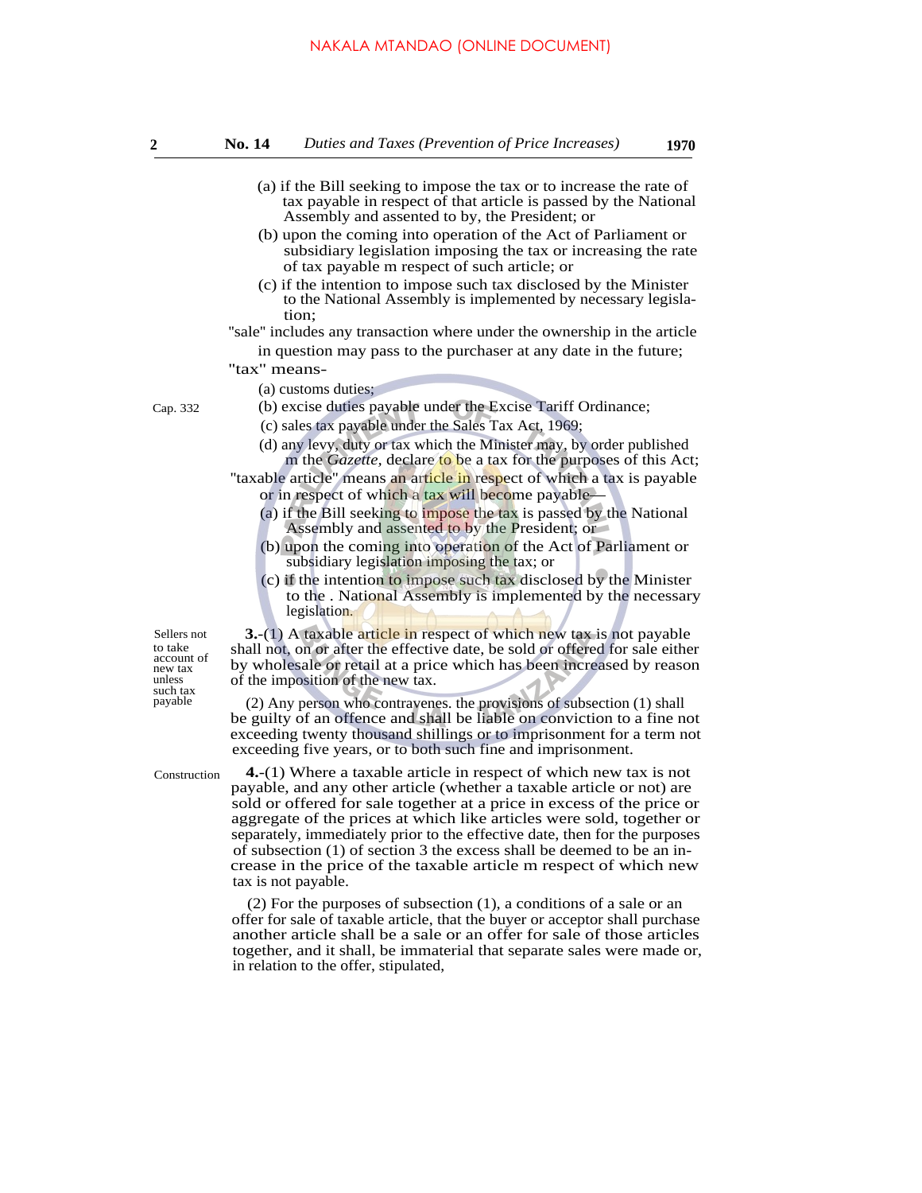(a) if the Bill seeking to impose the tax or to increase the rate of tax payable in respect of that article is passed by the National Assembly and assented to by, the President; or

(b) upon the coming into operation of the Act of Parliament or subsidiary legislation imposing the tax or increasing the rate of tax payable m respect of such article; or

(c) if the intention to impose such tax disclosed by the Minister to the National Assembly is implemented by necessary legislation;

"sale" includes any transaction where under the ownership in the article in question may pass to the purchaser at any date in the future;

"tax" means-

(a) customs duties;

Cap. 332

(b) excise duties payable under the Excise Tariff Ordinance;

(c) sales tax payable under the Sales Tax Act, 1969;

(d) any levy, duty or tax which the Minister may, by order published m the *Gazette*, declare to be a tax for the purposes of this Act;

"taxable article" means an article in respect of which a tax is payable or in respect of which a tax will become payable—

(a) if the Bill seeking to impose the tax is passed by the National Assembly and assented to by the President; or

(b) upon the coming into operation of the Act of Parliament or subsidiary legislation imposing the tax; or

(c) if the intention to impose such tax disclosed by the Minister to the . National Assembly is implemented by the necessary legislation.

Sellers not to take account of new tax unless such tax payable

**3.**-(1) A taxable article in respect of which new tax is not payable shall not, on or after the effective date, be sold or offered for sale either by wholesale or retail at a price which has been increased by reason of the imposition of the new tax.

(2) Any person who contravenes. the provisions of subsection (1) shall be guilty of an offence and shall be liable on conviction to a fine not exceeding twenty thousand shillings or to imprisonment for a term not exceeding five years, or to both such fine and imprisonment.

Construction

**4.**-(1) Where a taxable article in respect of which new tax is not payable, and any other article (whether a taxable article or not) are sold or offered for sale together at a price in excess of the price or aggregate of the prices at which like articles were sold, together or separately, immediately prior to the effective date, then for the purposes of subsection (1) of section 3 the excess shall be deemed to be an increase in the price of the taxable article m respect of which new tax is not payable.

(2) For the purposes of subsection (1), a conditions of a sale or an offer for sale of taxable article, that the buyer or acceptor shall purchase another article shall be a sale or an offer for sale of those articles together, and it shall, be immaterial that separate sales were made or, in relation to the offer, stipulated,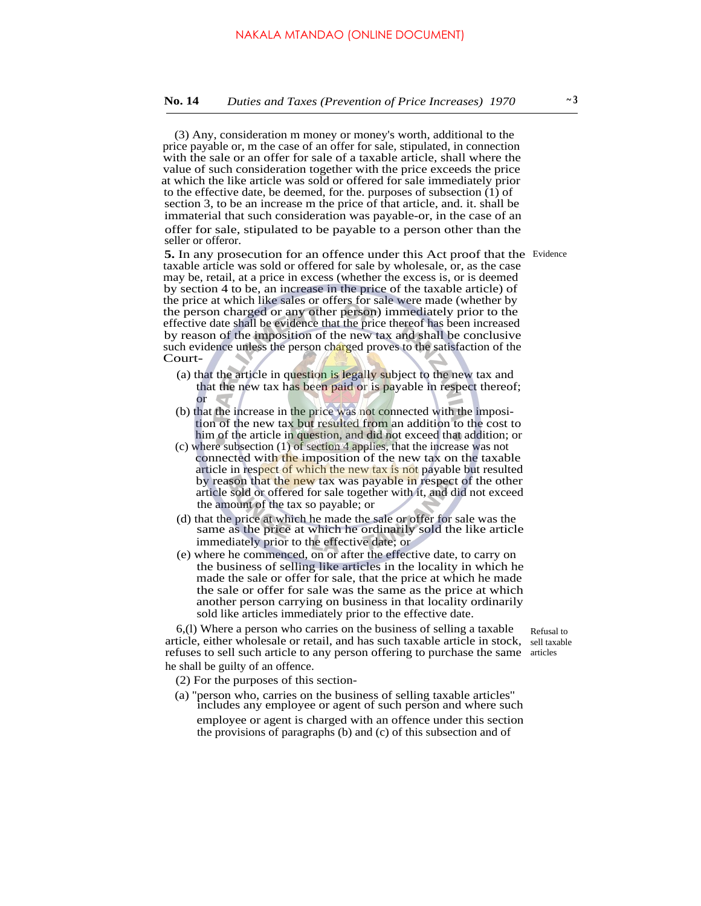(3) Any, consideration m money or money's worth, additional to the price payable or, m the case of an offer for sale, stipulated, in connection with the sale or an offer for sale of a taxable article, shall where the value of such consideration together with the price exceeds the price at which the like article was sold or offered for sale immediately prior to the effective date, be deemed, for the. purposes of subsection (1) of section 3, to be an increase m the price of that article, and. it. shall be immaterial that such consideration was payable-or, in the case of an offer for sale, stipulated to be payable to a person other than the seller or offeror.

Evidence

**5.** In any prosecution for an offence under this Act proof that the taxable article was sold or offered for sale by wholesale, or, as the case may be, retail, at a price in excess (whether the excess is, or is deemed by section 4 to be, an increase in the price of the taxable article) of the price at which like sales or offers for sale were made (whether by the person charged or any other person) immediately prior to the effective date shall be evidence that the price thereof has been increased by reason of the imposition of the new tax and shall be conclusive such evidence unless the person charged proves to the satisfaction of the Court-

(a) that the article in question is legally subject to the new tax and that the new tax has been paid or is payable in respect thereof; or

(b) that the increase in the price was not connected with the imposition of the new tax but resulted from an addition to the cost to him of the article in question, and did not exceed that addition; or

(c) where subsection (1) of section 4 applies, that the increase was not connected with the imposition of the new tax on the taxable article in respect of which the new tax is not payable but resulted by reason that the new tax was payable in respect of the other article sold or offered for sale together with it, and did not exceed the amount of the tax so payable; or

(d) that the price at which he made the sale or offer for sale was the same as the price at which he ordinarily sold the like article immediately prior to the effective date; or

(e) where he commenced, on or after the effective date, to carry on the business of selling like articles in the locality in which he made the sale or offer for sale, that the price at which he made the sale or offer for sale was the same as the price at which another person carrying on business in that locality ordinarily sold like articles immediately prior to the effective date.

Refusal to sell taxable articles

6,(l) Where a person who carries on the business of selling a taxable article, either wholesale or retail, and has such taxable article in stock, refuses to sell such article to any person offering to purchase the same he shall be guilty of an offence.

(2) For the purposes of this section-

(a) "person who, carries on the business of selling taxable articles" includes any employee or agent of such person and where such employee or agent is charged with an offence under this section the provisions of paragraphs (b) and (c) of this subsection and of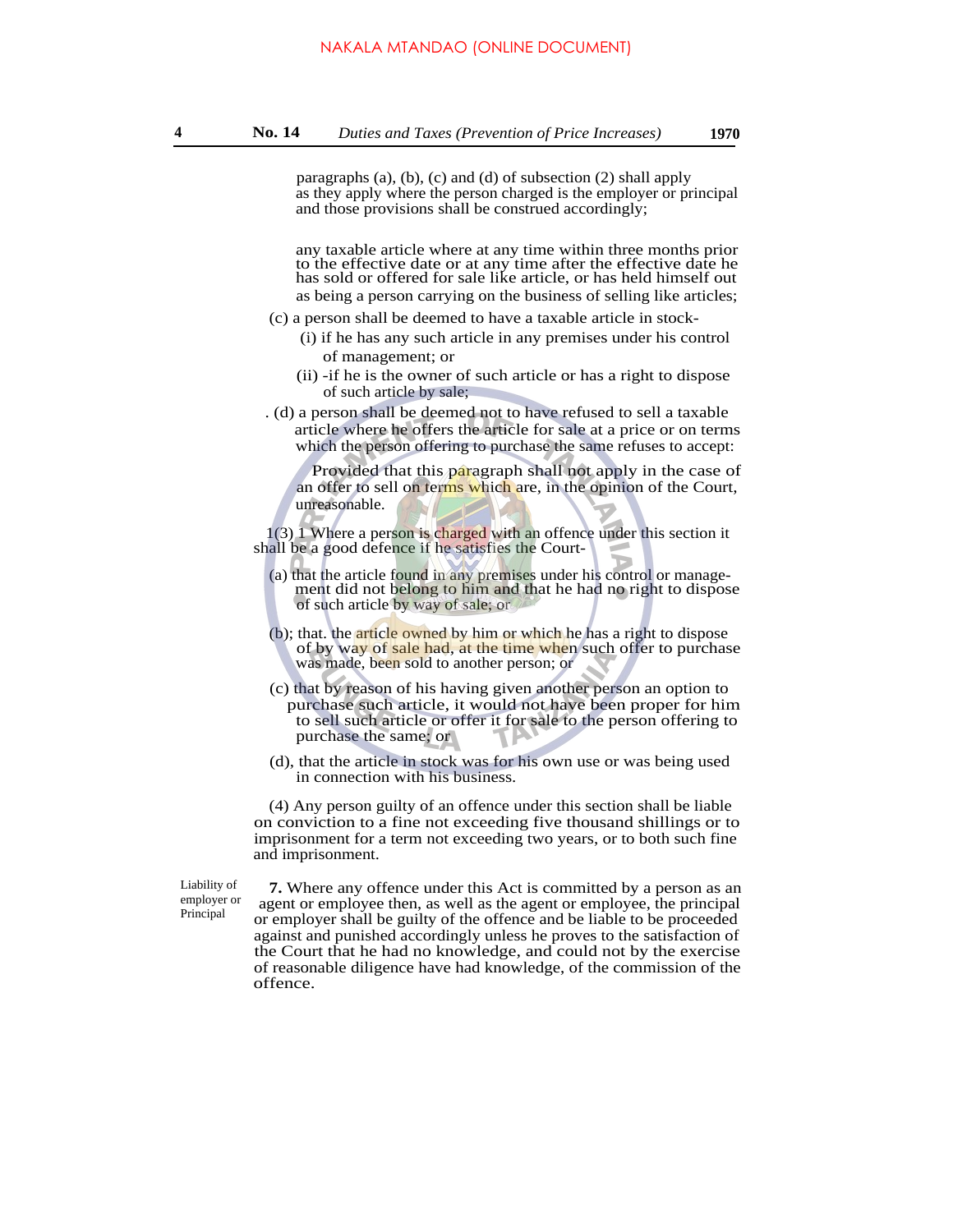paragraphs (a), (b), (c) and (d) of subsection (2) shall apply as they apply where the person charged is the employer or principal and those provisions shall be construed accordingly;

any taxable article where at any time within three months prior to the effective date or at any time after the effective date he has sold or offered for sale like article, or has held himself out as being a person carrying on the business of selling like articles;

(c) a person shall be deemed to have a taxable article in stock-

(i) if he has any such article in any premises under his control of management; or

(ii) -if he is the owner of such article or has a right to dispose of such article by sale;

. (d) a person shall be deemed not to have refused to sell a taxable article where he offers the article for sale at a price or on terms which the person offering to purchase the same refuses to accept:

Provided that this paragraph shall not apply in the case of an offer to sell on terms which are, in the opinion of the Court, unreasonable.

1(3) 1 Where a person is charged with an offence under this section it shall be a good defence if he satisfies the Court-

(a) that the article found in any premises under his control or management did not belong to him and that he had no right to dispose of such article by way of sale; or

(b); that. the article owned by him or which he has a right to dispose of by way of sale had, at the time when such offer to purchase was made, been sold to another person; or

(c) that by reason of his having given another person an option to purchase such article, it would not have been proper for him to sell such article or offer it for sale to the person offering to purchase the same; or

(d), that the article in stock was for his own use or was being used in connection with his business.

(4) Any person guilty of an offence under this section shall be liable on conviction to a fine not exceeding five thousand shillings or to imprisonment for a term not exceeding two years, or to both such fine and imprisonment.

Liability of employer or Principal

**7.** Where any offence under this Act is committed by a person as an agent or employee then, as well as the agent or employee, the principal or employer shall be guilty of the offence and be liable to be proceeded against and punished accordingly unless he proves to the satisfaction of the Court that he had no knowledge, and could not by the exercise of reasonable diligence have had knowledge, of the commission of the offence.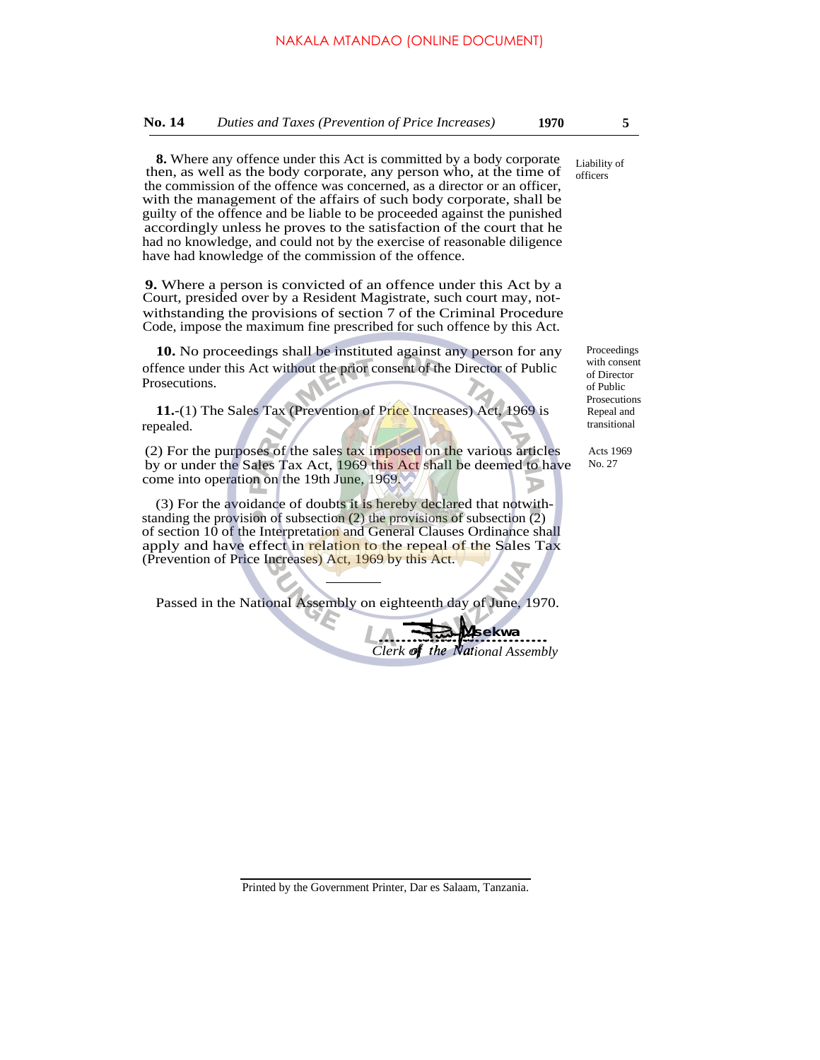**8.** Where any offence under this Act is committed by a body corporate then, as well as the body corporate, any person who, at the time of the commission of the offence was concerned, as a director or an officer, with the management of the affairs of such body corporate, shall be guilty of the offence and be liable to be proceeded against the punished accordingly unless he proves to the satisfaction of the court that he had no knowledge, and could not by the exercise of reasonable diligence have had knowledge of the commission of the offence.

Liability of officers

**9.** Where a person is convicted of an offence under this Act by a Court, presided over by a Resident Magistrate, such court may, notwithstanding the provisions of section 7 of the Criminal Procedure Code, impose the maximum fine prescribed for such offence by this Act.

**10.** No proceedings shall be instituted against any person for any offence under this Act without the prior consent of the Director of Public Prosecutions.

Proceedings with consent of Director of Public Prosecutions

**11.**-(1) The Sales Tax (Prevention of Price Increases) Act, 1969 is repealed.

Repeal and transitional

(2) For the purposes of the sales tax imposed on the various articles by or under the Sales Tax Act, 1969 this Act shall be deemed to have come into operation on the 19th June, 1969.

Acts 1969 No. 27

(3) For the avoidance of doubts it is hereby declared that notwithstanding the provision of subsection (2) the provisions of subsection (2) of section 10 of the Interpretation and General Clauses Ordinance shall apply and have effect in relation to the repeal of the Sales Tax (Prevention of Price Increases) Act, 1969 by this Act.

---

Passed in the National Assembly on eighteenth day of June, 1970.

Msekwa

*Clerk of the National Assembly*

Printed by the Government Printer, Dar es Salaam, Tanzania.